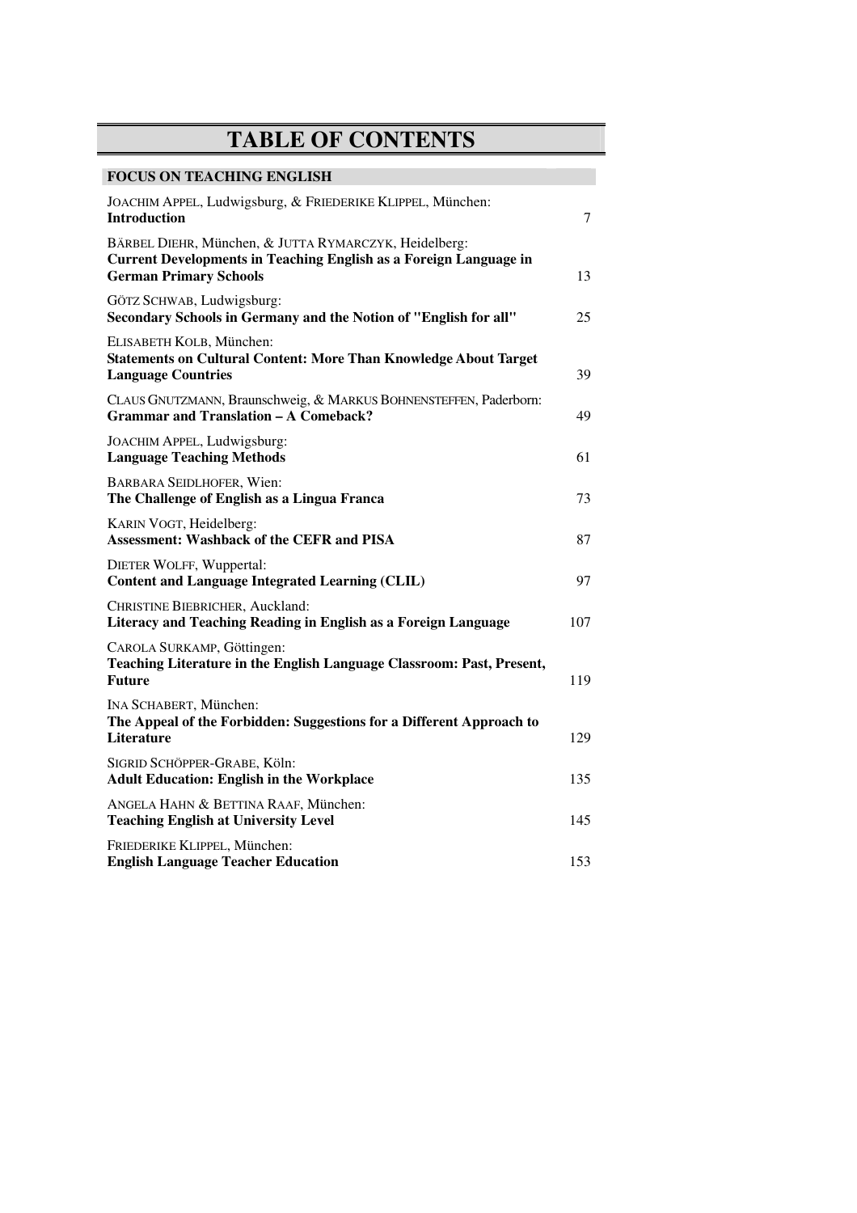# TABLE OF CONTENTS

## FOCUS ON TEACHING ENGLISH

JOACHIM APPEL, Ludwigsburg, & FRIEDERIKE KLIPPEL, München:
**Introduction** 7

BÄRBEL DIEHR, München, & JUTTA RYMARCZYK, Heidelberg:
**Current Developments in Teaching English as a Foreign Language in German Primary Schools** 13

GÖTZ SCHWAB, Ludwigsburg:
**Secondary Schools in Germany and the Notion of "English for all"** 25

ELISABETH KOLB, München:
**Statements on Cultural Content: More Than Knowledge About Target Language Countries** 39

CLAUS GNUTZMANN, Braunschweig, & MARKUS BOHNENSTEFFEN, Paderborn:
**Grammar and Translation – A Comeback?** 49

JOACHIM APPEL, Ludwigsburg:
**Language Teaching Methods** 61

BARBARA SEIDLHOFER, Wien:
**The Challenge of English as a Lingua Franca** 73

KARIN VOGT, Heidelberg:
**Assessment: Washback of the CEFR and PISA** 87

DIETER WOLFF, Wuppertal:
**Content and Language Integrated Learning (CLIL)** 97

CHRISTINE BIEBRICHER, Auckland:
**Literacy and Teaching Reading in English as a Foreign Language** 107

CAROLA SURKAMP, Göttingen:
**Teaching Literature in the English Language Classroom: Past, Present, Future** 119

INA SCHABERT, München:
**The Appeal of the Forbidden: Suggestions for a Different Approach to Literature** 129

SIGRID SCHÖPPER-GRABE, Köln:
**Adult Education: English in the Workplace** 135

ANGELA HAHN & BETTINA RAAF, München:
**Teaching English at University Level** 145

FRIEDERIKE KLIPPEL, München:
**English Language Teacher Education** 153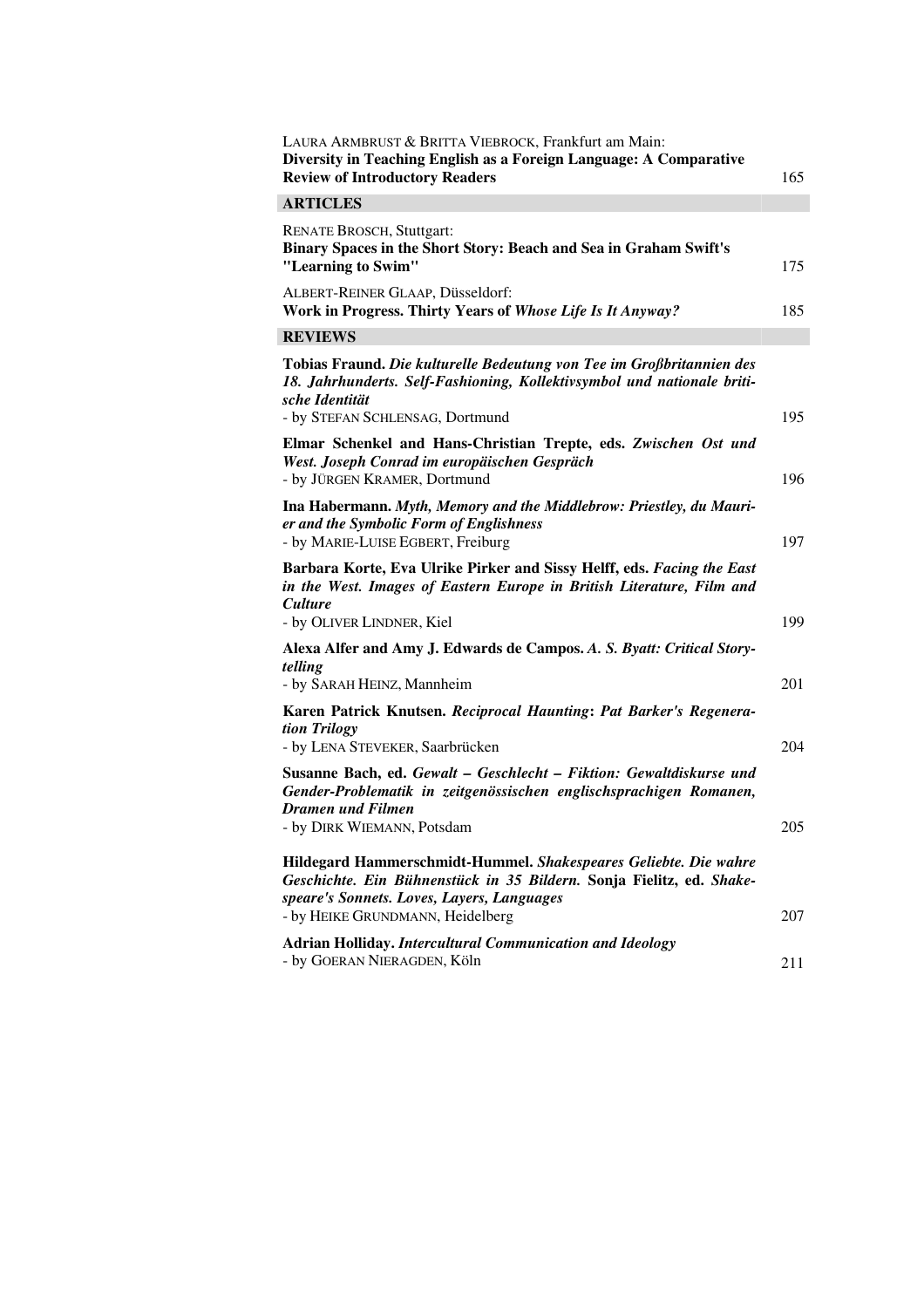LAURA ARMBRUST & BRITTA VIEBROCK, Frankfurt am Main:
**Diversity in Teaching English as a Foreign Language: A Comparative Review of Introductory Readers** 165

## ARTICLES

RENATE BROSCH, Stuttgart:
**Binary Spaces in the Short Story: Beach and Sea in Graham Swift's "Learning to Swim"** 175

ALBERT-REINER GLAAP, Düsseldorf:
**Work in Progress. Thirty Years of *Whose Life Is It Anyway?*** 185

## REVIEWS

**Tobias Fraund. *Die kulturelle Bedeutung von Tee im Großbritannien des 18. Jahrhunderts. Self-Fashioning, Kollektivsymbol und nationale britische Identität***
- by STEFAN SCHLENSAG, Dortmund 195

**Elmar Schenkel and Hans-Christian Trepte, eds. *Zwischen Ost und West. Joseph Conrad im europäischen Gespräch***
- by JÜRGEN KRAMER, Dortmund 196

**Ina Habermann. *Myth, Memory and the Middlebrow: Priestley, du Maurier and the Symbolic Form of Englishness***
- by MARIE-LUISE EGBERT, Freiburg 197

**Barbara Korte, Eva Ulrike Pirker and Sissy Helff, eds. *Facing the East in the West. Images of Eastern Europe in British Literature, Film and Culture***
- by OLIVER LINDNER, Kiel 199

**Alexa Alfer and Amy J. Edwards de Campos. *A. S. Byatt: Critical Storytelling***
- by SARAH HEINZ, Mannheim 201

**Karen Patrick Knutsen. *Reciprocal Haunting*: *Pat Barker's Regeneration Trilogy***
- by LENA STEVEKER, Saarbrücken 204

**Susanne Bach, ed. *Gewalt – Geschlecht – Fiktion: Gewaltdiskurse und Gender-Problematik in zeitgenössischen englischsprachigen Romanen, Dramen und Filmen***
- by DIRK WIEMANN, Potsdam 205

**Hildegard Hammerschmidt-Hummel. *Shakespeares Geliebte. Die wahre Geschichte. Ein Bühnenstück in 35 Bildern.* Sonja Fielitz, ed. *Shakespeare's Sonnets. Loves, Layers, Languages***
- by HEIKE GRUNDMANN, Heidelberg 207

**Adrian Holliday. *Intercultural Communication and Ideology***
- by GOERAN NIERAGDEN, Köln 211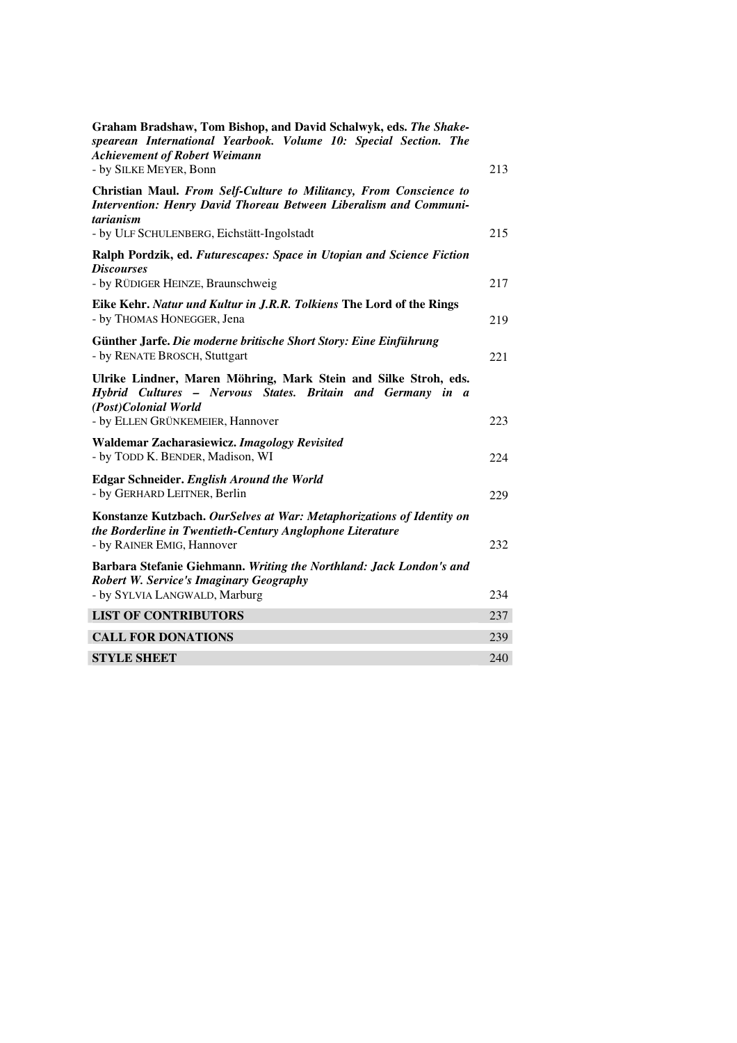**Graham Bradshaw, Tom Bishop, and David Schalwyk, eds. *The Shakespearean International Yearbook. Volume 10: Special Section. The Achievement of Robert Weimann***
- by SILKE MEYER, Bonn 213

**Christian Maul. *From Self-Culture to Militancy, From Conscience to Intervention: Henry David Thoreau Between Liberalism and Communitarianism***
- by ULF SCHULENBERG, Eichstätt-Ingolstadt 215

**Ralph Pordzik, ed. *Futurescapes: Space in Utopian and Science Fiction Discourses***
- by RÜDIGER HEINZE, Braunschweig 217

**Eike Kehr. *Natur und Kultur in J.R.R. Tolkiens* The Lord of the Rings**
- by THOMAS HONEGGER, Jena 219

**Günther Jarfe. *Die moderne britische Short Story: Eine Einführung***
- by RENATE BROSCH, Stuttgart 221

**Ulrike Lindner, Maren Möhring, Mark Stein and Silke Stroh, eds. *Hybrid Cultures – Nervous States. Britain and Germany in a (Post)Colonial World***
- by ELLEN GRÜNKEMEIER, Hannover 223

**Waldemar Zacharasiewicz. *Imagology Revisited***
- by TODD K. BENDER, Madison, WI 224

**Edgar Schneider. *English Around the World***
- by GERHARD LEITNER, Berlin 229

**Konstanze Kutzbach. *OurSelves at War: Metaphorizations of Identity on the Borderline in Twentieth-Century Anglophone Literature***
- by RAINER EMIG, Hannover 232

**Barbara Stefanie Giehmann. *Writing the Northland: Jack London's and Robert W. Service's Imaginary Geography***
- by SYLVIA LANGWALD, Marburg 234

**LIST OF CONTRIBUTORS** 237

**CALL FOR DONATIONS** 239

**STYLE SHEET** 240